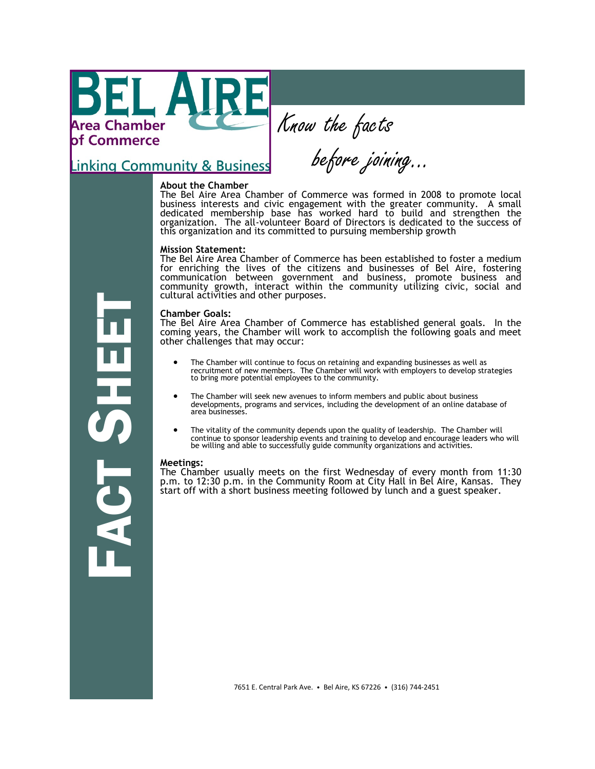# BEL AIRE

**Area Chamber of Commerce**

Linking Community & Business

*Know the facts before joining...*

# FACT SHEET

**About the Chamber**

The Bel Aire Area Chamber of Commerce was formed in 2008 to promote local business interests and civic engagement with the greater community. A small dedicated membership base has worked hard to build and strengthen the organization. The all-volunteer Board of Directors is dedicated to the success of this organization and its committed to pursuing membership growth

**Mission Statement:**

The Bel Aire Area Chamber of Commerce has been established to foster a medium for enriching the lives of the citizens and businesses of Bel Aire, fostering communication between government and business, promote business and community growth, interact within the community utilizing civic, social and cultural activities and other purposes.

**Chamber Goals:**

The Bel Aire Area Chamber of Commerce has established general goals. In the coming years, the Chamber will work to accomplish the following goals and meet other challenges that may occur:

- The Chamber will continue to focus on retaining and expanding businesses as well as recruitment of new members. The Chamber will work with employers to develop strategies to bring more potential employees to the community.
- The Chamber will seek new avenues to inform members and public about business developments, programs and services, including the development of an online database of area businesses.
- The vitality of the community depends upon the quality of leadership. The Chamber will continue to sponsor leadership events and training to develop and encourage leaders who will be willing and able to successfully guide community organizations and activities.

**Meetings:**

The Chamber usually meets on the first Wednesday of every month from 11:30 p.m. to 12:30 p.m. in the Community Room at City Hall in Bel Aire, Kansas. They start off with a short business meeting followed by lunch and a guest speaker.

7651 E. Central Park Ave. • Bel Aire, KS 67226 • (316) 744-2451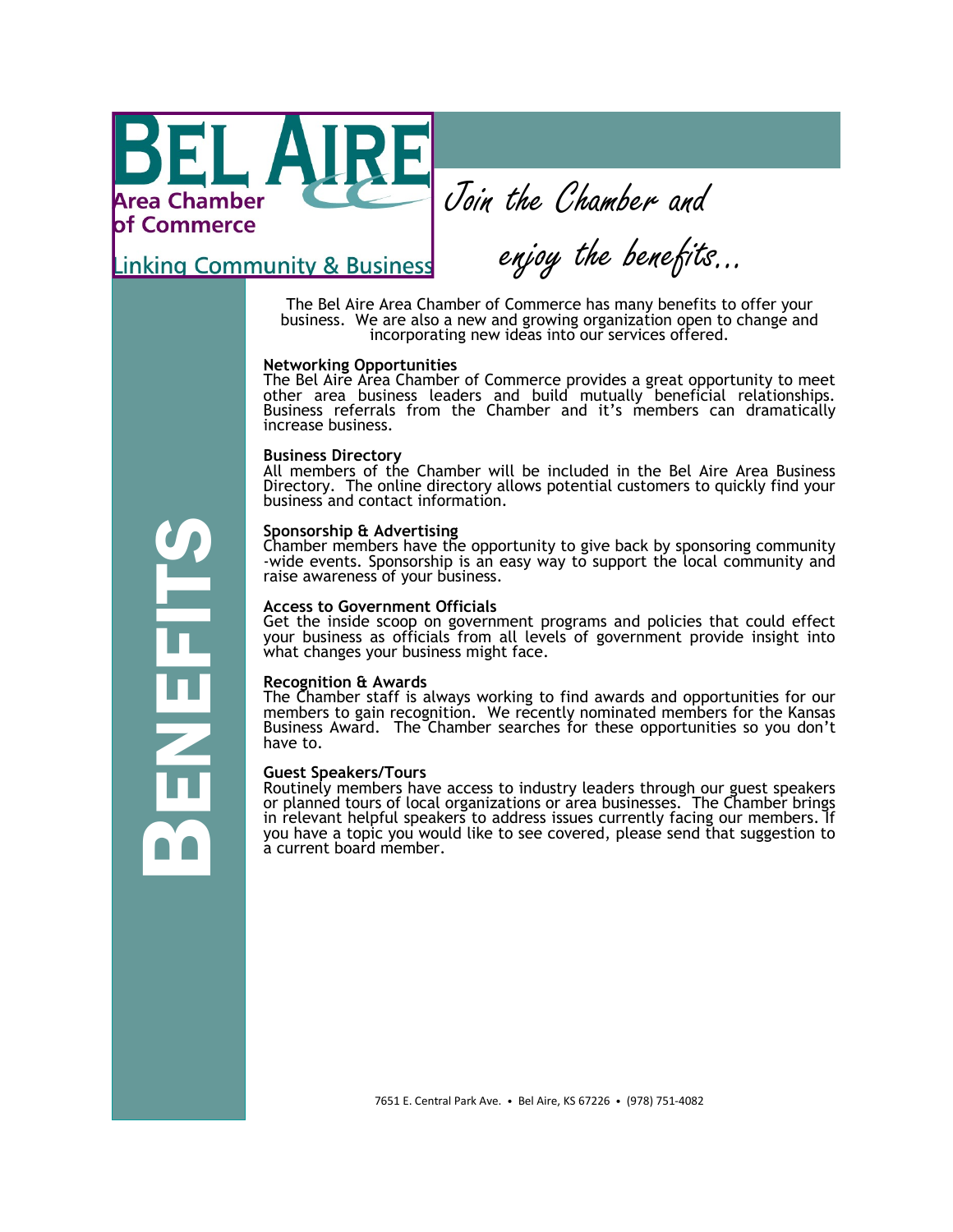# BEL AIRE

**Area Chamber of Commerce**

Linking Community & Business

*Join the Chamber and enjoy the benefits...*

# BENEFITS

The Bel Aire Area Chamber of Commerce has many benefits to offer your business. We are also a new and growing organization open to change and incorporating new ideas into our services offered.

**Networking Opportunities**
The Bel Aire Area Chamber of Commerce provides a great opportunity to meet other area business leaders and build mutually beneficial relationships. Business referrals from the Chamber and it's members can dramatically increase business.

**Business Directory**
All members of the Chamber will be included in the Bel Aire Area Business Directory. The online directory allows potential customers to quickly find your business and contact information.

**Sponsorship & Advertising**
Chamber members have the opportunity to give back by sponsoring community -wide events. Sponsorship is an easy way to support the local community and raise awareness of your business.

**Access to Government Officials**
Get the inside scoop on government programs and policies that could effect your business as officials from all levels of government provide insight into what changes your business might face.

**Recognition & Awards**
The Chamber staff is always working to find awards and opportunities for our members to gain recognition. We recently nominated members for the Kansas Business Award. The Chamber searches for these opportunities so you don't have to.

**Guest Speakers/Tours**
Routinely members have access to industry leaders through our guest speakers or planned tours of local organizations or area businesses. The Chamber brings in relevant helpful speakers to address issues currently facing our members. If you have a topic you would like to see covered, please send that suggestion to a current board member.

7651 E. Central Park Ave. • Bel Aire, KS 67226 • (978) 751-4082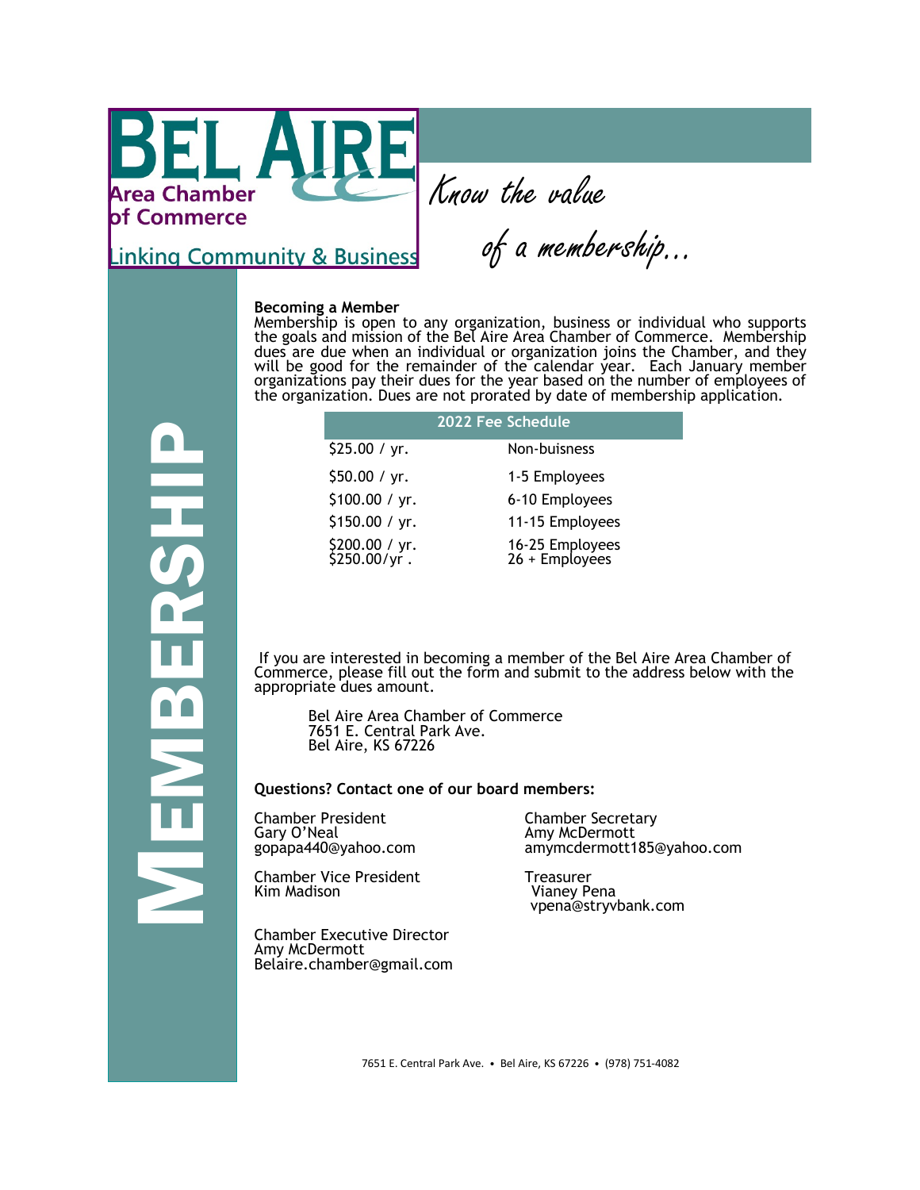# BEL AIRE

**Area Chamber of Commerce**

Linking Community & Business

*Know the value of a membership...*

# MEMBERSHIP

**Becoming a Member**

Membership is open to any organization, business or individual who supports the goals and mission of the Bel Aire Area Chamber of Commerce. Membership dues are due when an individual or organization joins the Chamber, and they will be good for the remainder of the calendar year. Each January member organizations pay their dues for the year based on the number of employees of the organization. Dues are not prorated by date of membership application.

| 2022 Fee Schedule | |
|---|---|
| $25.00 / yr. | Non-buisness |
| $50.00 / yr. | 1-5 Employees |
| $100.00 / yr. | 6-10 Employees |
| $150.00 / yr. | 11-15 Employees |
| $200.00 / yr. | 16-25 Employees |
| $250.00/yr . | 26 + Employees |

If you are interested in becoming a member of the Bel Aire Area Chamber of Commerce, please fill out the form and submit to the address below with the appropriate dues amount.

Bel Aire Area Chamber of Commerce
7651 E. Central Park Ave.
Bel Aire, KS 67226

**Questions? Contact one of our board members:**

Chamber President
Gary O'Neal
gopapa440@yahoo.com

Chamber Vice President
Kim Madison

Chamber Executive Director
Amy McDermott
Belaire.chamber@gmail.com

Chamber Secretary
Amy McDermott
amymcdermott185@yahoo.com

Treasurer
Vianey Pena
vpena@stryvbank.com

7651 E. Central Park Ave. • Bel Aire, KS 67226 • (978) 751-4082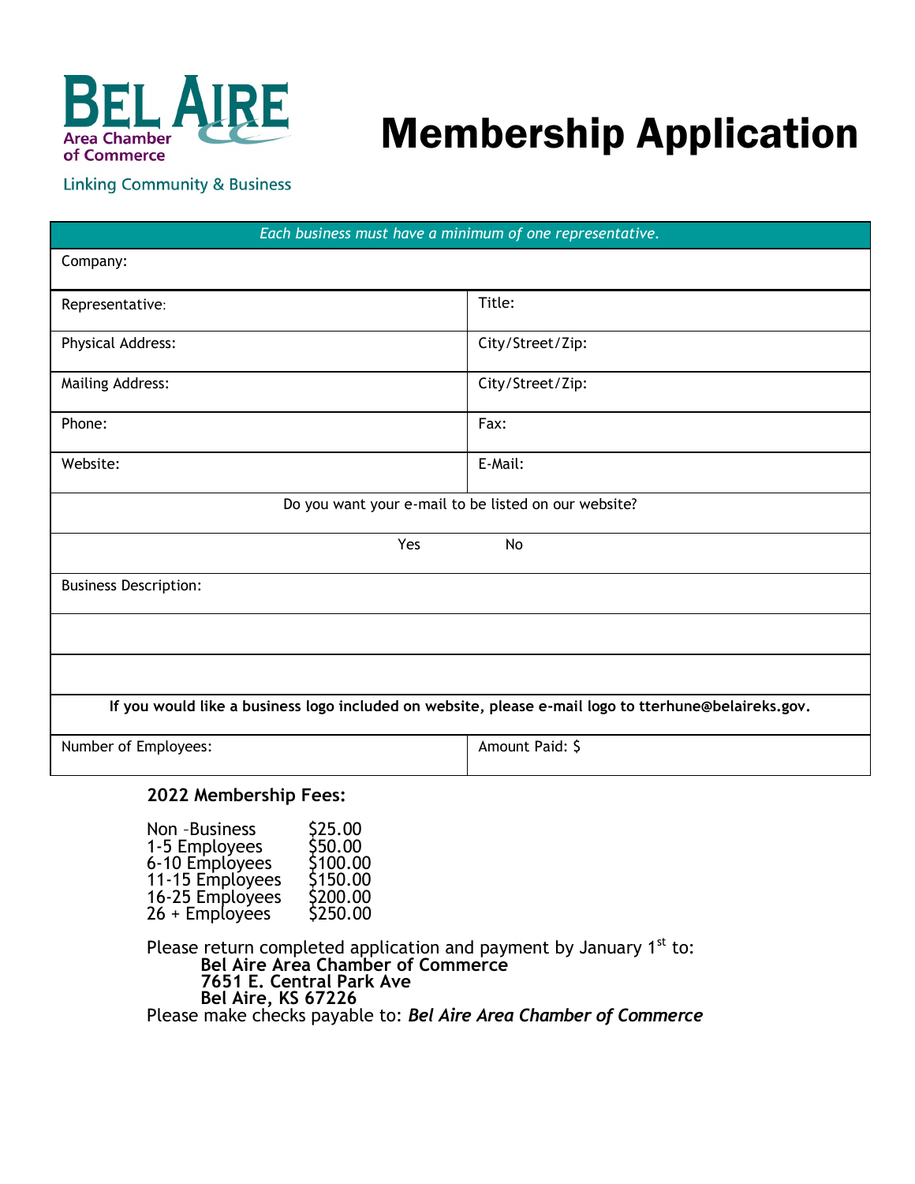BEL AIRE
Area Chamber of Commerce

Linking Community & Business

# Membership Application

| *Each business must have a minimum of one representative.* | |
|---|---|
| Company: | |
| Representative: | Title: |
| Physical Address: | City/Street/Zip: |
| Mailing Address: | City/Street/Zip: |
| Phone: | Fax: |
| Website: | E-Mail: |
| Do you want your e-mail to be listed on our website? | |
| Yes | No |
| Business Description: | |
| | |
| | |
| **If you would like a business logo included on website, please e-mail logo to tterhune@belaireks.gov.** | |
| Number of Employees: | Amount Paid: $ |

**2022 Membership Fees:**

| | |
|---|---|
| Non -Business | $25.00 |
| 1-5 Employees | $50.00 |
| 6-10 Employees | $100.00 |
| 11-15 Employees | $150.00 |
| 16-25 Employees | $200.00 |
| 26 + Employees | $250.00 |

Please return completed application and payment by January 1st to:

**Bel Aire Area Chamber of Commerce**
**7651 E. Central Park Ave**
**Bel Aire, KS 67226**

Please make checks payable to: ***Bel Aire Area Chamber of Commerce***